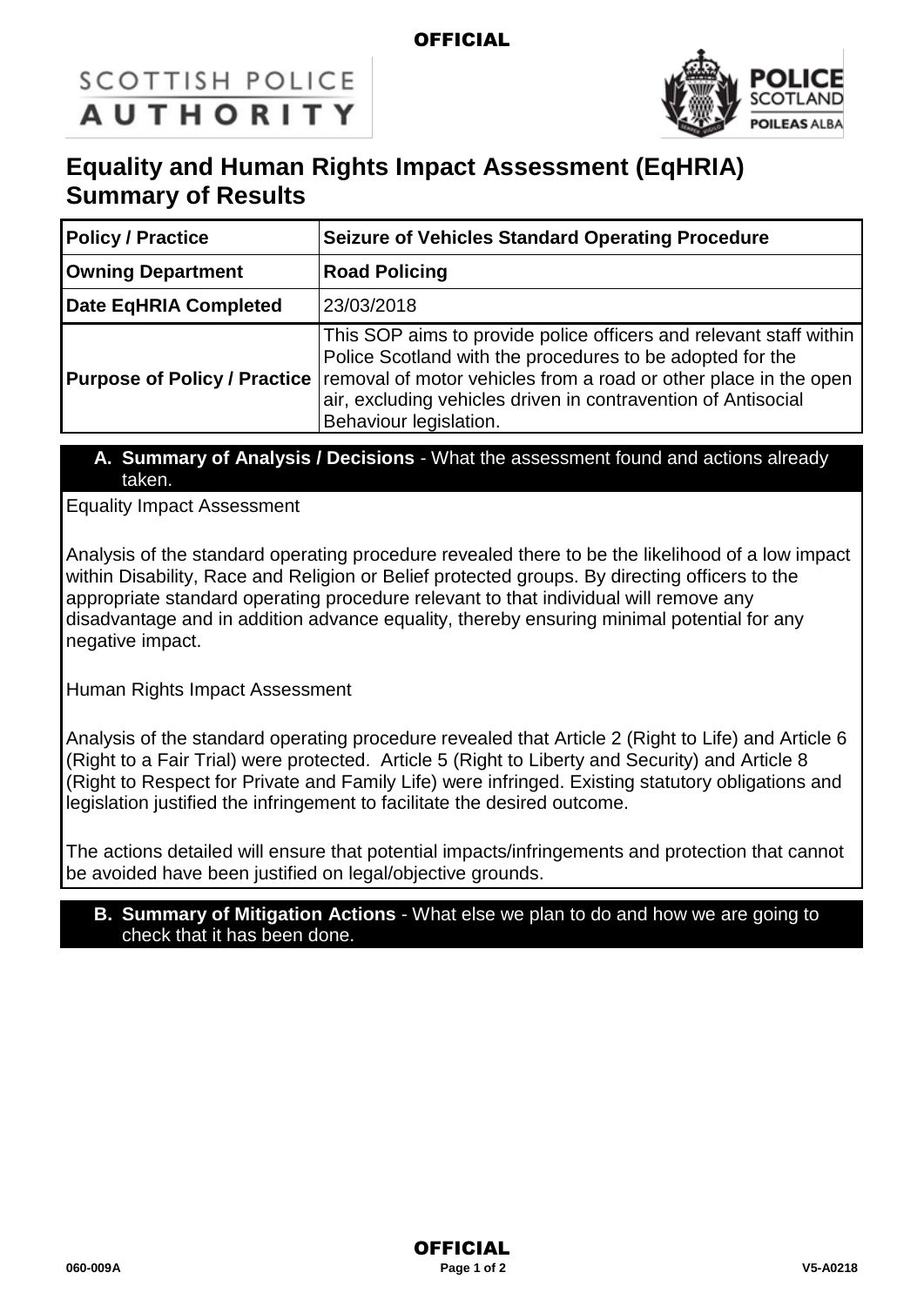# Equality and Human Rights Impact Assessment (EqHRIA) Summary of Results

| **Policy / Practice** | **Seizure of Vehicles Standard Operating Procedure** |
|---|---|
| **Owning Department** | **Road Policing** |
| **Date EqHRIA Completed** | 23/03/2018 |
| **Purpose of Policy / Practice** | This SOP aims to provide police officers and relevant staff within Police Scotland with the procedures to be adopted for the removal of motor vehicles from a road or other place in the open air, excluding vehicles driven in contravention of Antisocial Behaviour legislation. |

## A. Summary of Analysis / Decisions - What the assessment found and actions already taken.

Equality Impact Assessment

Analysis of the standard operating procedure revealed there to be the likelihood of a low impact within Disability, Race and Religion or Belief protected groups. By directing officers to the appropriate standard operating procedure relevant to that individual will remove any disadvantage and in addition advance equality, thereby ensuring minimal potential for any negative impact.

Human Rights Impact Assessment

Analysis of the standard operating procedure revealed that Article 2 (Right to Life) and Article 6 (Right to a Fair Trial) were protected. Article 5 (Right to Liberty and Security) and Article 8 (Right to Respect for Private and Family Life) were infringed. Existing statutory obligations and legislation justified the infringement to facilitate the desired outcome.

The actions detailed will ensure that potential impacts/infringements and protection that cannot be avoided have been justified on legal/objective grounds.

## B. Summary of Mitigation Actions - What else we plan to do and how we are going to check that it has been done.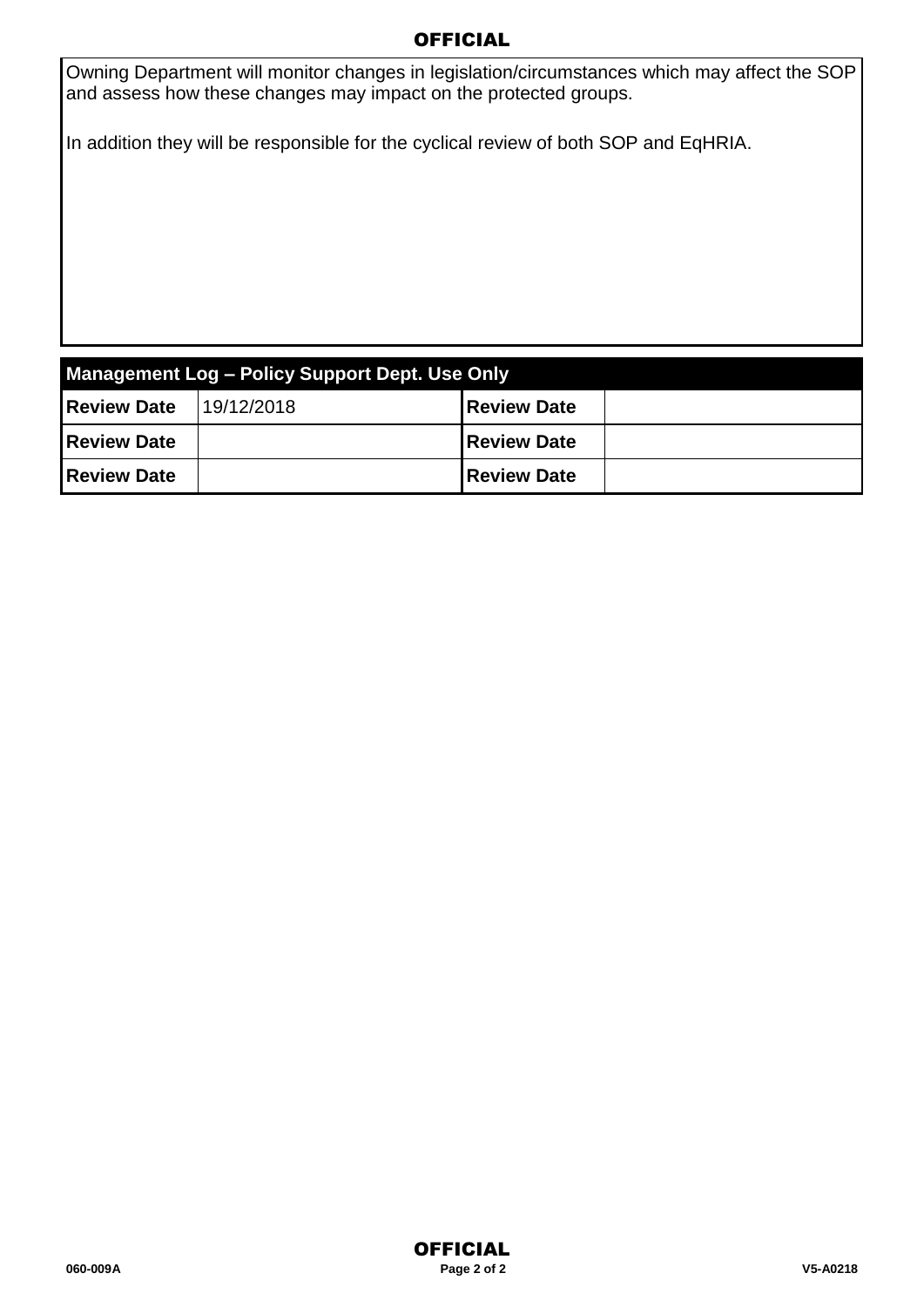Owning Department will monitor changes in legislation/circumstances which may affect the SOP and assess how these changes may impact on the protected groups.

In addition they will be responsible for the cyclical review of both SOP and EqHRIA.

| Management Log – Policy Support Dept. Use Only | | | |
|---|---|---|---|
| **Review Date** | 19/12/2018 | **Review Date** | |
| **Review Date** | | **Review Date** | |
| **Review Date** | | **Review Date** | |